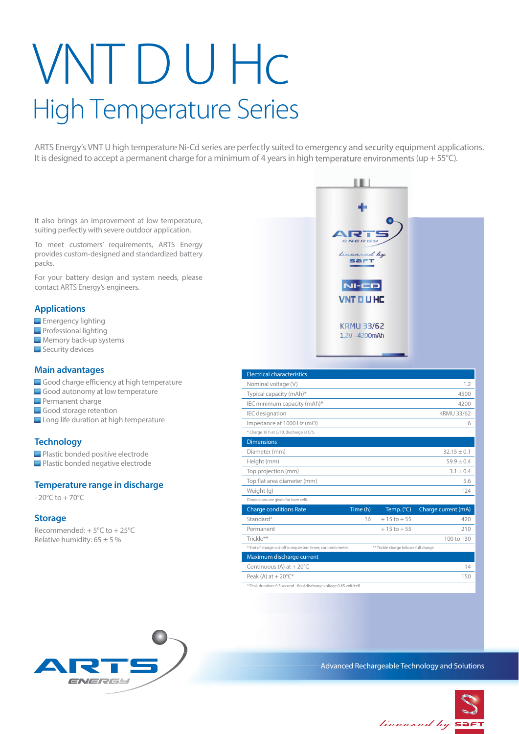# VNT D U Hc

## High Temperature Series

ARTS Energy's VNT U high temperature Ni-Cd series are perfectly suited to emergency and security equipment applications. It is designed to accept a permanent charge for a minimum of 4 years in high temperature environments (up + 55°C).

It also brings an improvement at low temperature, suiting perfectly with severe outdoor application.

To meet customers' requirements, ARTS Energy provides custom-designed and standardized battery packs.

For your battery design and system needs, please contact ARTS Energy's engineers.

### Applications

- Emergency lighting
- Professional lighting
- Memory back-up systems
- Security devices

### Main advantages

- Good charge efficiency at high temperature
- Good autonomy at low temperature
- Permanent charge
- Good storage retention
- Long life duration at high temperature

### Technology

- Plastic bonded positive electrode
- Plastic bonded negative electrode

### Temperature range in discharge

- 20°C to + 70°C

### Storage

Recommended: + 5°C to + 25°C
Relative humidity: 65 ± 5 %

| Electrical characteristics | |
|---|---|
| Nominal voltage (V) | 1.2 |
| Typical capacity (mAh)* | 4500 |
| IEC minimum capacity (mAh)* | 4200 |
| IEC designation | KRMU 33/62 |
| Impedance at 1000 Hz (mΩ) | 6 |

* Charge 16 h at C/10, discharge at C/5.

| Dimensions | |
|---|---|
| Diameter (mm) | 32.15 ± 0.1 |
| Height (mm) | 59.9 ± 0.4 |
| Top projection (mm) | 3.1 ± 0.4 |
| Top flat area diameter (mm) | 5.6 |
| Weight (g) | 124 |

Dimensions are given for bare cells.

| Charge conditions Rate | Time (h) | Temp. (°C) | Charge current (mA) |
|---|---|---|---|
| Standard* | 16 | + 15 to + 55 | 420 |
| Permanent | | + 15 to + 55 | 210 |
| Trickle** | | | 100 to 130 |

* End of charge cut-off is requested: timer, coulomb meter. ** Trickle charge follows full charge.

| Maximum discharge current | |
|---|---|
| Continuous (A) at + 20°C | 14 |
| Peak (A) at + 20°C* | 150 |

* Peak duration: 0.3 second - final discharge voltage 0.65 volt/cell.

Advanced Rechargeable Technology and Solutions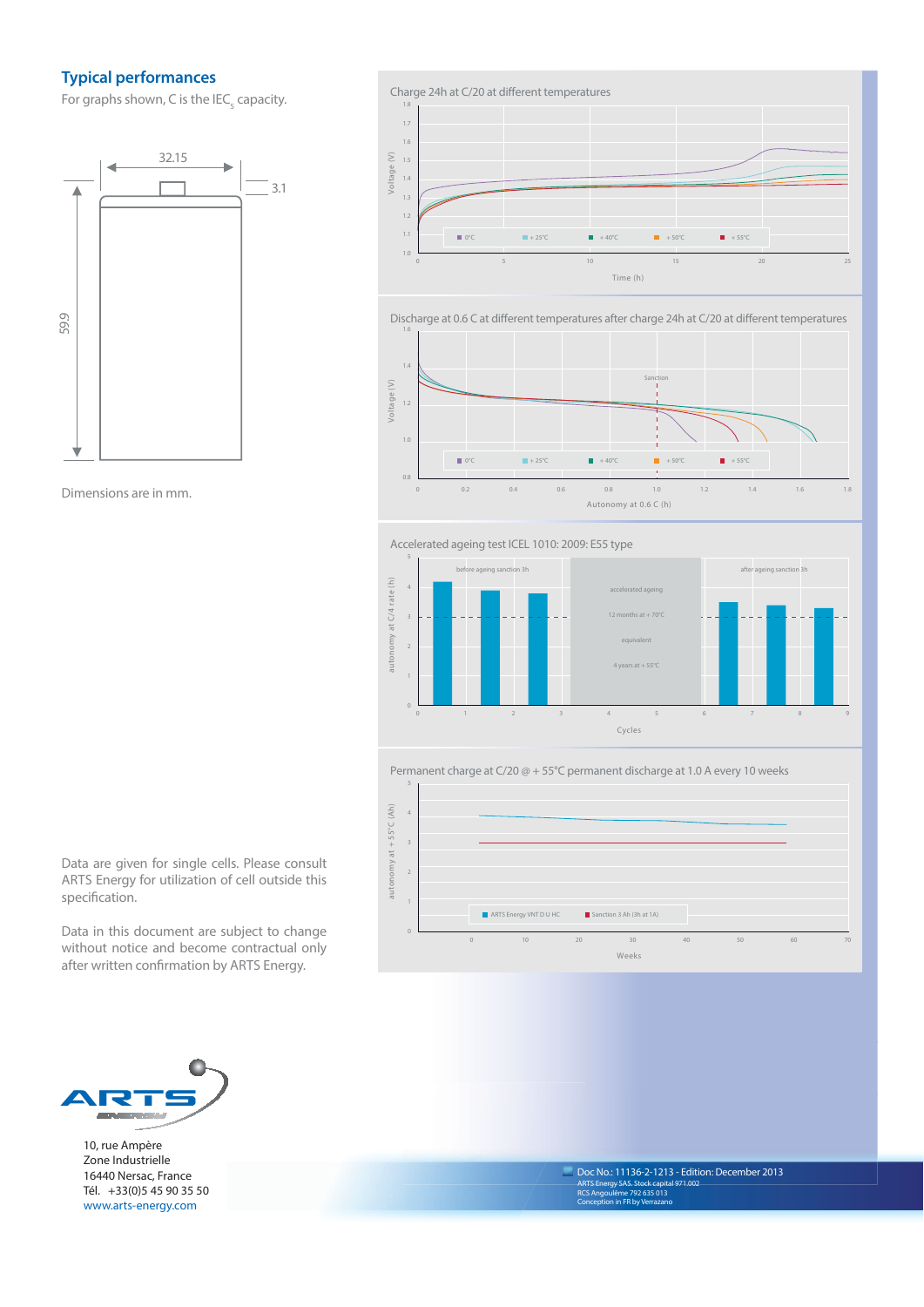## Typical performances

For graphs shown, C is the $IEC_5$ capacity.

32.15

3.1

59.9

Dimensions are in mm.

Data are given for single cells. Please consult ARTS Energy for utilization of cell outside this specification.

Data in this document are subject to change without notice and become contractual only after written confirmation by ARTS Energy.

Charge 24h at C/20 at different temperatures

Voltage (V)

1.8
1.7
1.6
1.5
1.4
1.3
1.2
1.1
1.0

0 5 10 15 20 25

Time (h)

0°C + 25°C + 40°C + 50°C + 55°C

Discharge at 0.6 C at different temperatures after charge 24h at C/20 at different temperatures

Voltage (V)

1.6
1.4
1.2
1.0
0.8

0 0.2 0.4 0.6 0.8 1.0 1.2 1.4 1.6 1.8

Autonomy at 0.6 C (h)

Sanction

0°C + 25°C + 40°C + 50°C + 55°C

Accelerated ageing test ICEL 1010: 2009: E55 type

autonomy at C/4 rate (h)

5
4
3
2
1
0

0 1 2 3 4 5 6 7 8 9

Cycles

before ageing sanction 3h

accelerated ageing

12 months at + 70°C

equivalent

4 years at + 55°C

after ageing sanction 3h

Permanent charge at C/20 @ + 55°C permanent discharge at 1.0 A every 10 weeks

autonomy at + 55°C (Ah)

5
4
3
2
1
0

0 10 20 30 40 50 60 70

Weeks

ARTS Energy VNT D U HC Sanction 3 Ah (3h at 1A)

ARTS ENERGY

10, rue Ampère
Zone Industrielle
16440 Nersac, France
Tél. +33(0)5 45 90 35 50
www.arts-energy.com

Doc No.: 11136-2-1213 - Edition: December 2013
ARTS Energy SAS. Stock capital 971.002
RCS Angoulême 792 635 013
Conception in FR by Verrazano